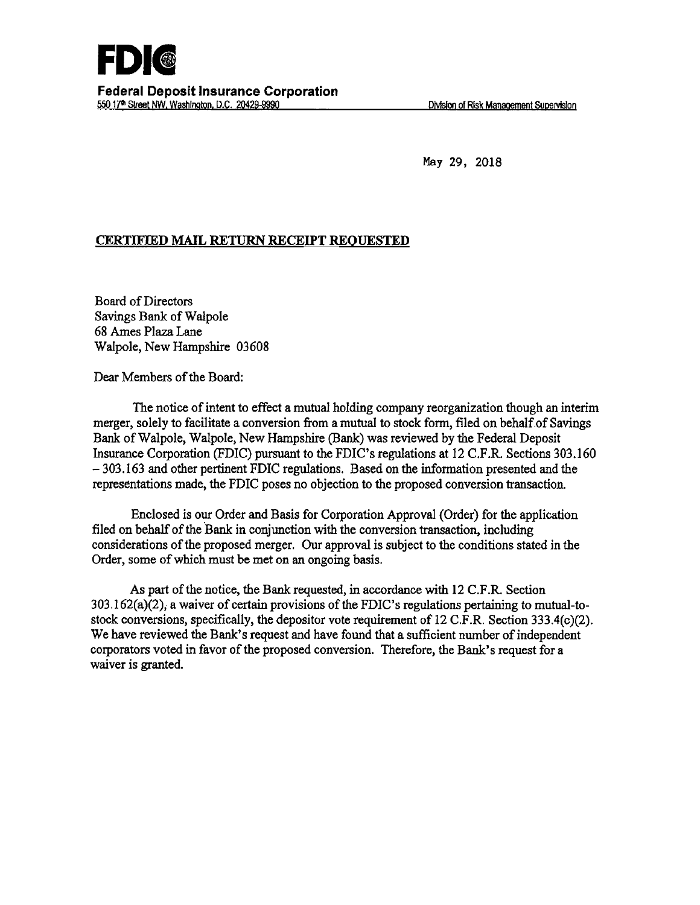# FDIC

**Federal Deposit Insurance Corporation**
550 17th Street NW, Washington, D.C. 20429-9990 Division of Risk Management Supervision

May 29, 2018

**CERTIFIED MAIL RETURN RECEIPT REQUESTED**

Board of Directors
Savings Bank of Walpole
68 Ames Plaza Lane
Walpole, New Hampshire 03608

Dear Members of the Board:

The notice of intent to effect a mutual holding company reorganization though an interim merger, solely to facilitate a conversion from a mutual to stock form, filed on behalf of Savings Bank of Walpole, Walpole, New Hampshire (Bank) was reviewed by the Federal Deposit Insurance Corporation (FDIC) pursuant to the FDIC's regulations at 12 C.F.R. Sections 303.160 – 303.163 and other pertinent FDIC regulations. Based on the information presented and the representations made, the FDIC poses no objection to the proposed conversion transaction.

Enclosed is our Order and Basis for Corporation Approval (Order) for the application filed on behalf of the Bank in conjunction with the conversion transaction, including considerations of the proposed merger. Our approval is subject to the conditions stated in the Order, some of which must be met on an ongoing basis.

As part of the notice, the Bank requested, in accordance with 12 C.F.R. Section 303.162(a)(2), a waiver of certain provisions of the FDIC's regulations pertaining to mutual-to-stock conversions, specifically, the depositor vote requirement of 12 C.F.R. Section 333.4(c)(2). We have reviewed the Bank's request and have found that a sufficient number of independent corporators voted in favor of the proposed conversion. Therefore, the Bank's request for a waiver is granted.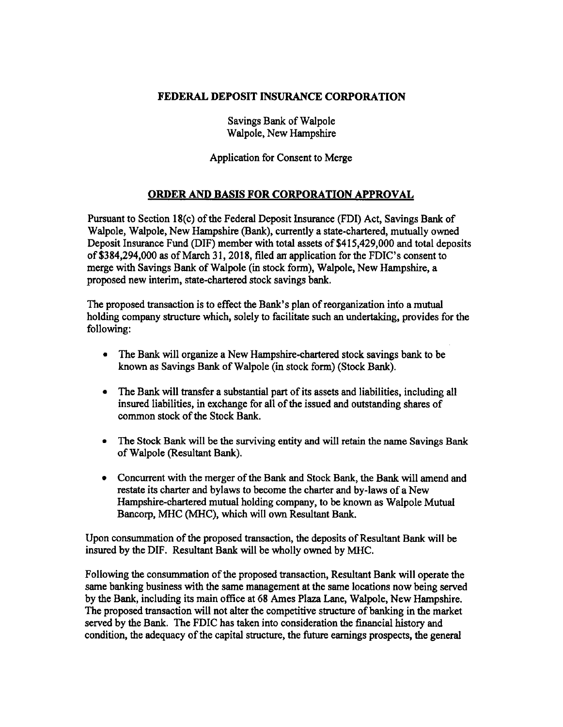**FEDERAL DEPOSIT INSURANCE CORPORATION**

Savings Bank of Walpole
Walpole, New Hampshire

Application for Consent to Merge

## ORDER AND BASIS FOR CORPORATION APPROVAL

Pursuant to Section 18(c) of the Federal Deposit Insurance (FDI) Act, Savings Bank of Walpole, Walpole, New Hampshire (Bank), currently a state-chartered, mutually owned Deposit Insurance Fund (DIF) member with total assets of $415,429,000 and total deposits of $384,294,000 as of March 31, 2018, filed an application for the FDIC's consent to merge with Savings Bank of Walpole (in stock form), Walpole, New Hampshire, a proposed new interim, state-chartered stock savings bank.

The proposed transaction is to effect the Bank's plan of reorganization into a mutual holding company structure which, solely to facilitate such an undertaking, provides for the following:

- The Bank will organize a New Hampshire-chartered stock savings bank to be known as Savings Bank of Walpole (in stock form) (Stock Bank).
- The Bank will transfer a substantial part of its assets and liabilities, including all insured liabilities, in exchange for all of the issued and outstanding shares of common stock of the Stock Bank.
- The Stock Bank will be the surviving entity and will retain the name Savings Bank of Walpole (Resultant Bank).
- Concurrent with the merger of the Bank and Stock Bank, the Bank will amend and restate its charter and bylaws to become the charter and by-laws of a New Hampshire-chartered mutual holding company, to be known as Walpole Mutual Bancorp, MHC (MHC), which will own Resultant Bank.

Upon consummation of the proposed transaction, the deposits of Resultant Bank will be insured by the DIF. Resultant Bank will be wholly owned by MHC.

Following the consummation of the proposed transaction, Resultant Bank will operate the same banking business with the same management at the same locations now being served by the Bank, including its main office at 68 Ames Plaza Lane, Walpole, New Hampshire. The proposed transaction will not alter the competitive structure of banking in the market served by the Bank. The FDIC has taken into consideration the financial history and condition, the adequacy of the capital structure, the future earnings prospects, the general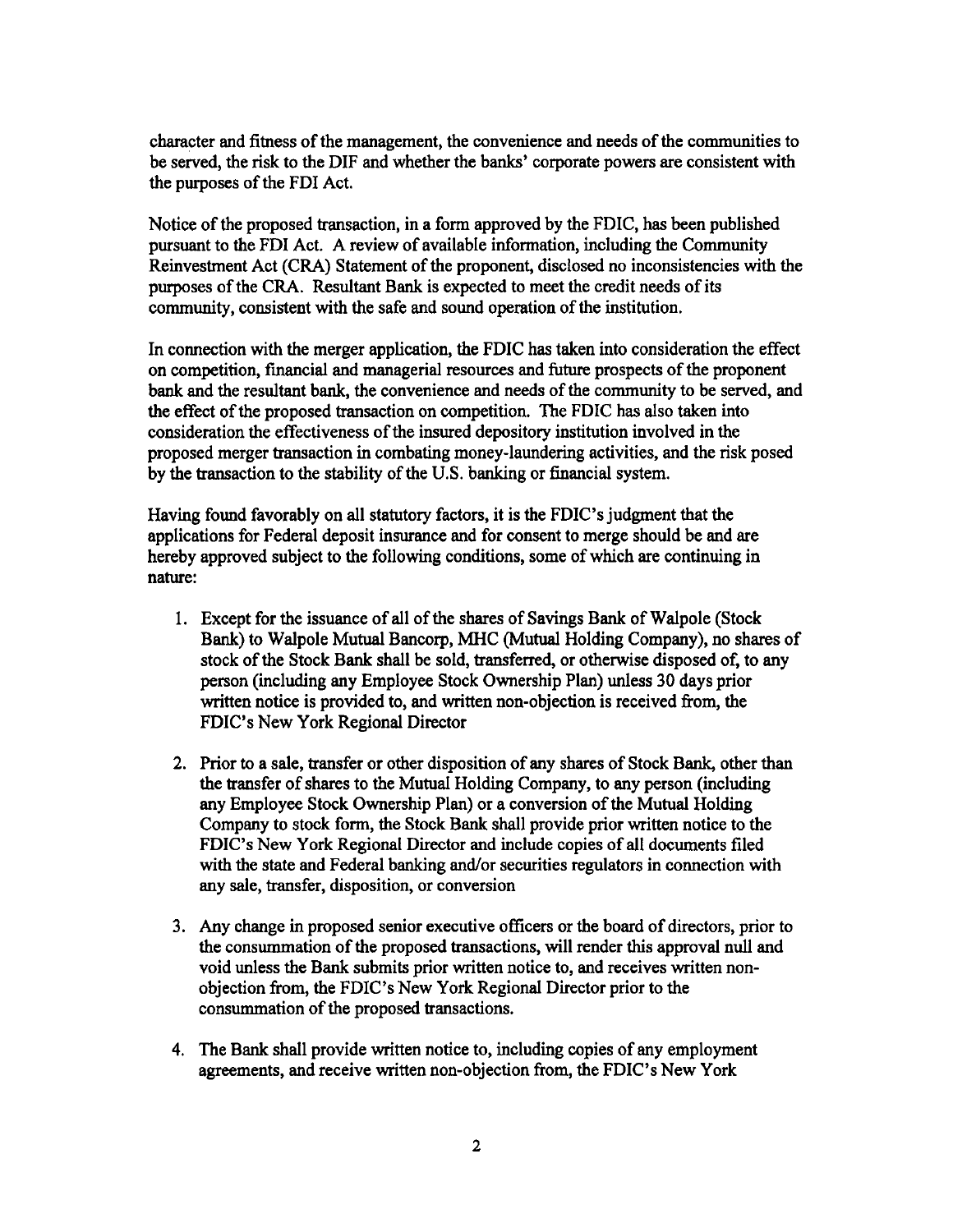character and fitness of the management, the convenience and needs of the communities to be served, the risk to the DIF and whether the banks' corporate powers are consistent with the purposes of the FDI Act.

Notice of the proposed transaction, in a form approved by the FDIC, has been published pursuant to the FDI Act. A review of available information, including the Community Reinvestment Act (CRA) Statement of the proponent, disclosed no inconsistencies with the purposes of the CRA. Resultant Bank is expected to meet the credit needs of its community, consistent with the safe and sound operation of the institution.

In connection with the merger application, the FDIC has taken into consideration the effect on competition, financial and managerial resources and future prospects of the proponent bank and the resultant bank, the convenience and needs of the community to be served, and the effect of the proposed transaction on competition. The FDIC has also taken into consideration the effectiveness of the insured depository institution involved in the proposed merger transaction in combating money-laundering activities, and the risk posed by the transaction to the stability of the U.S. banking or financial system.

Having found favorably on all statutory factors, it is the FDIC's judgment that the applications for Federal deposit insurance and for consent to merge should be and are hereby approved subject to the following conditions, some of which are continuing in nature:

1. Except for the issuance of all of the shares of Savings Bank of Walpole (Stock Bank) to Walpole Mutual Bancorp, MHC (Mutual Holding Company), no shares of stock of the Stock Bank shall be sold, transferred, or otherwise disposed of, to any person (including any Employee Stock Ownership Plan) unless 30 days prior written notice is provided to, and written non-objection is received from, the FDIC's New York Regional Director

2. Prior to a sale, transfer or other disposition of any shares of Stock Bank, other than the transfer of shares to the Mutual Holding Company, to any person (including any Employee Stock Ownership Plan) or a conversion of the Mutual Holding Company to stock form, the Stock Bank shall provide prior written notice to the FDIC's New York Regional Director and include copies of all documents filed with the state and Federal banking and/or securities regulators in connection with any sale, transfer, disposition, or conversion

3. Any change in proposed senior executive officers or the board of directors, prior to the consummation of the proposed transactions, will render this approval null and void unless the Bank submits prior written notice to, and receives written non-objection from, the FDIC's New York Regional Director prior to the consummation of the proposed transactions.

4. The Bank shall provide written notice to, including copies of any employment agreements, and receive written non-objection from, the FDIC's New York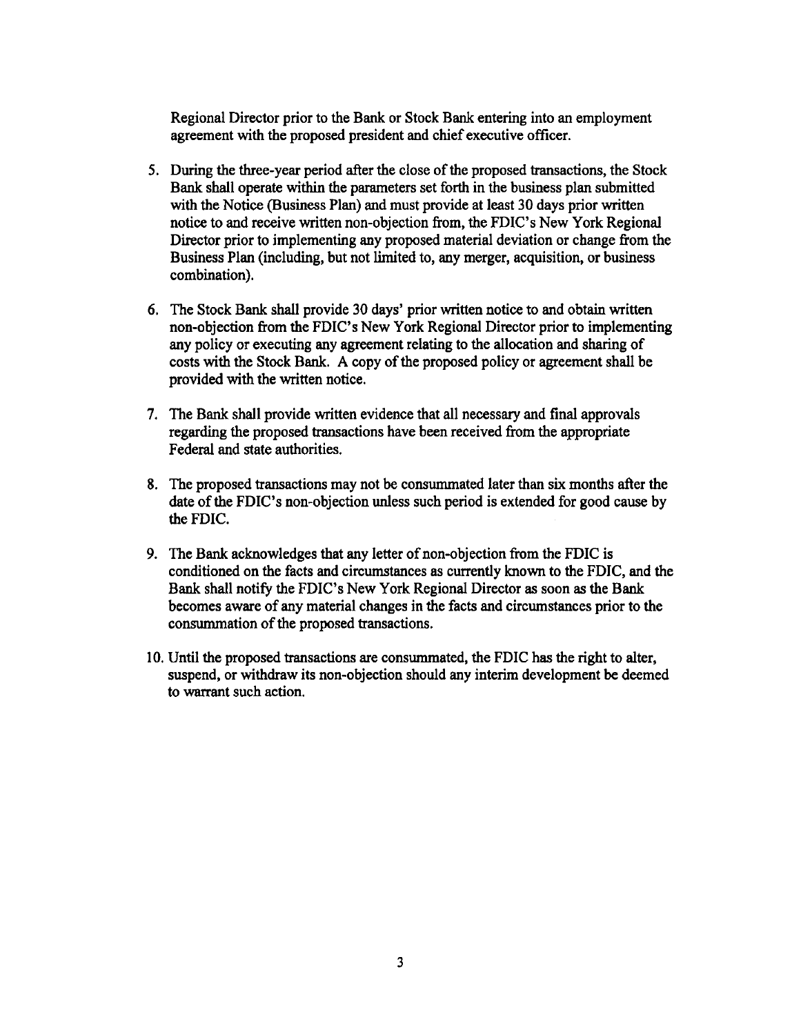Regional Director prior to the Bank or Stock Bank entering into an employment agreement with the proposed president and chief executive officer.

5. During the three-year period after the close of the proposed transactions, the Stock Bank shall operate within the parameters set forth in the business plan submitted with the Notice (Business Plan) and must provide at least 30 days prior written notice to and receive written non-objection from, the FDIC's New York Regional Director prior to implementing any proposed material deviation or change from the Business Plan (including, but not limited to, any merger, acquisition, or business combination).

6. The Stock Bank shall provide 30 days' prior written notice to and obtain written non-objection from the FDIC's New York Regional Director prior to implementing any policy or executing any agreement relating to the allocation and sharing of costs with the Stock Bank. A copy of the proposed policy or agreement shall be provided with the written notice.

7. The Bank shall provide written evidence that all necessary and final approvals regarding the proposed transactions have been received from the appropriate Federal and state authorities.

8. The proposed transactions may not be consummated later than six months after the date of the FDIC's non-objection unless such period is extended for good cause by the FDIC.

9. The Bank acknowledges that any letter of non-objection from the FDIC is conditioned on the facts and circumstances as currently known to the FDIC, and the Bank shall notify the FDIC's New York Regional Director as soon as the Bank becomes aware of any material changes in the facts and circumstances prior to the consummation of the proposed transactions.

10. Until the proposed transactions are consummated, the FDIC has the right to alter, suspend, or withdraw its non-objection should any interim development be deemed to warrant such action.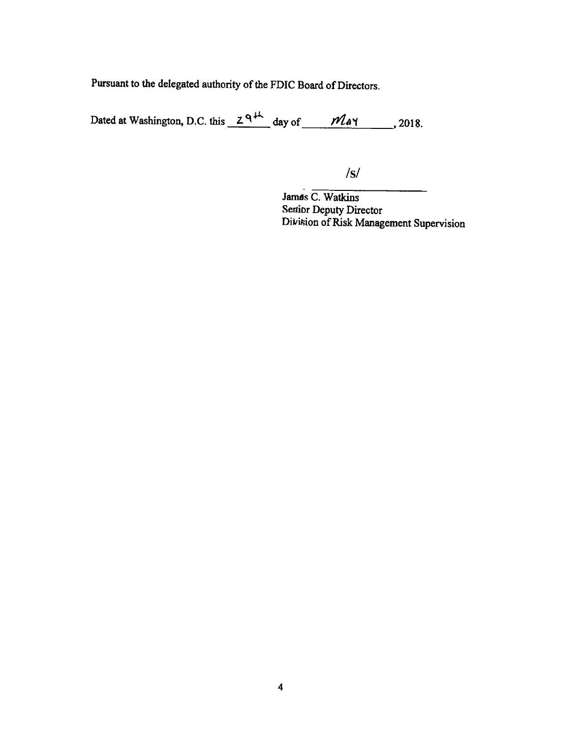Pursuant to the delegated authority of the FDIC Board of Directors.

Dated at Washington, D.C. this 29th day of May, 2018.

/s/

James C. Watkins
Senior Deputy Director
Division of Risk Management Supervision